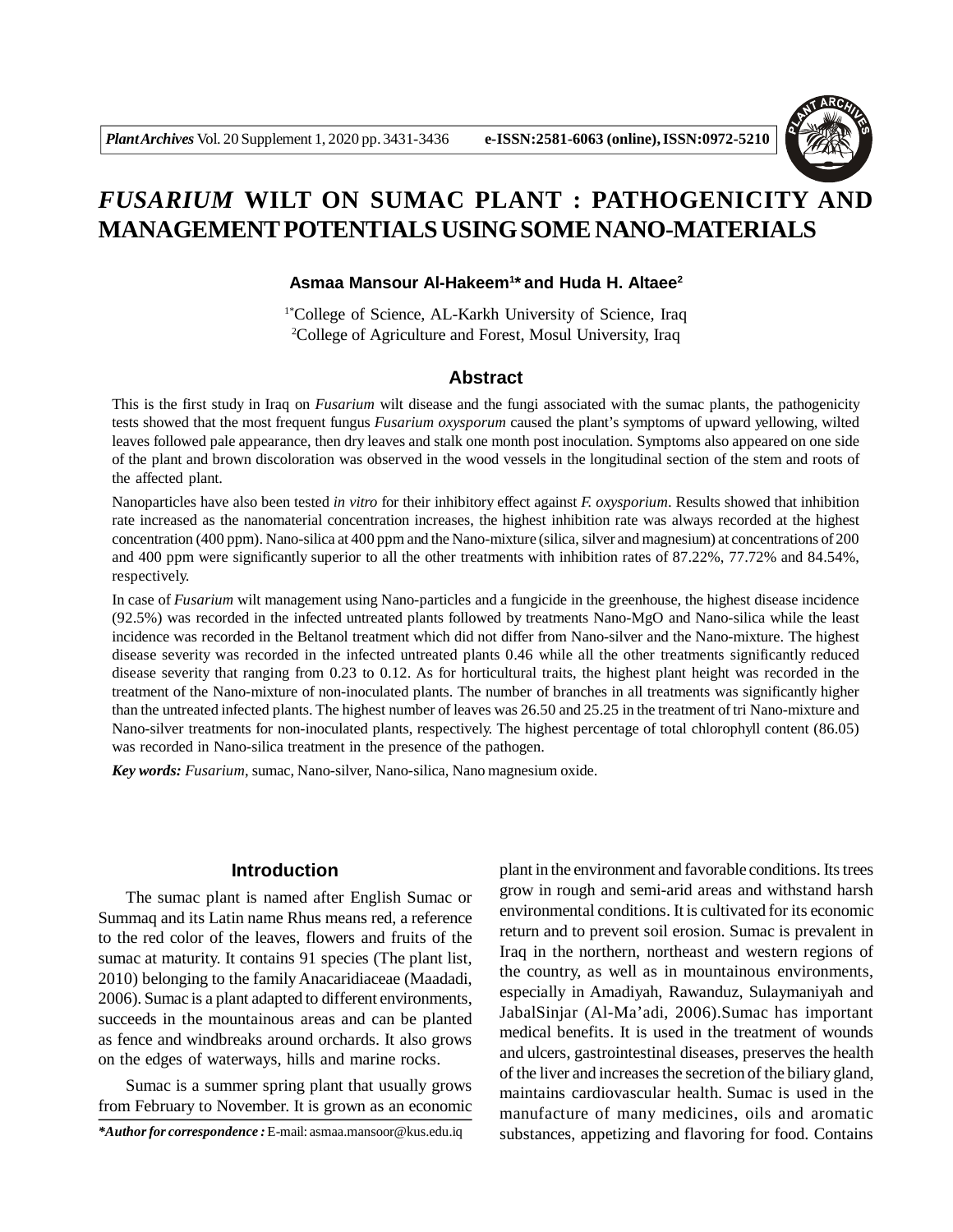# *FUSARIUM* WILT ON SUMAC PLANT : PATHOGENICITY AND MANAGEMENT POTENTIALS USING SOME NANO-MATERIALS

**Asmaa Mansour Al-Hakeem[1]\* and Huda H. Altaee[2]**

[1\*]College of Science, AL-Karkh University of Science, Iraq
[2]College of Agriculture and Forest, Mosul University, Iraq

## Abstract

This is the first study in Iraq on *Fusarium* wilt disease and the fungi associated with the sumac plants, the pathogenicity tests showed that the most frequent fungus *Fusarium oxysporum* caused the plant's symptoms of upward yellowing, wilted leaves followed pale appearance, then dry leaves and stalk one month post inoculation. Symptoms also appeared on one side of the plant and brown discoloration was observed in the wood vessels in the longitudinal section of the stem and roots of the affected plant.

Nanoparticles have also been tested *in vitro* for their inhibitory effect against *F. oxysporium*. Results showed that inhibition rate increased as the nanomaterial concentration increases, the highest inhibition rate was always recorded at the highest concentration (400 ppm). Nano-silica at 400 ppm and the Nano-mixture (silica, silver and magnesium) at concentrations of 200 and 400 ppm were significantly superior to all the other treatments with inhibition rates of 87.22%, 77.72% and 84.54%, respectively.

In case of *Fusarium* wilt management using Nano-particles and a fungicide in the greenhouse, the highest disease incidence (92.5%) was recorded in the infected untreated plants followed by treatments Nano-MgO and Nano-silica while the least incidence was recorded in the Beltanol treatment which did not differ from Nano-silver and the Nano-mixture. The highest disease severity was recorded in the infected untreated plants 0.46 while all the other treatments significantly reduced disease severity that ranging from 0.23 to 0.12. As for horticultural traits, the highest plant height was recorded in the treatment of the Nano-mixture of non-inoculated plants. The number of branches in all treatments was significantly higher than the untreated infected plants. The highest number of leaves was 26.50 and 25.25 in the treatment of tri Nano-mixture and Nano-silver treatments for non-inoculated plants, respectively. The highest percentage of total chlorophyll content (86.05) was recorded in Nano-silica treatment in the presence of the pathogen.

***Key words:*** *Fusarium*, sumac, Nano-silver, Nano-silica, Nano magnesium oxide.

## Introduction

The sumac plant is named after English Sumac or Summaq and its Latin name Rhus means red, a reference to the red color of the leaves, flowers and fruits of the sumac at maturity. It contains 91 species (The plant list, 2010) belonging to the family Anacaridiaceae (Maadadi, 2006). Sumac is a plant adapted to different environments, succeeds in the mountainous areas and can be planted as fence and windbreaks around orchards. It also grows on the edges of waterways, hills and marine rocks.

Sumac is a summer spring plant that usually grows from February to November. It is grown as an economic plant in the environment and favorable conditions. Its trees grow in rough and semi-arid areas and withstand harsh environmental conditions. It is cultivated for its economic return and to prevent soil erosion. Sumac is prevalent in Iraq in the northern, northeast and western regions of the country, as well as in mountainous environments, especially in Amadiyah, Rawanduz, Sulaymaniyah and JabalSinjar (Al-Ma'adi, 2006).Sumac has important medical benefits. It is used in the treatment of wounds and ulcers, gastrointestinal diseases, preserves the health of the liver and increases the secretion of the biliary gland, maintains cardiovascular health. Sumac is used in the manufacture of many medicines, oils and aromatic substances, appetizing and flavoring for food. Contains

***\*Author for correspondence :*** E-mail: asmaa.mansoor@kus.edu.iq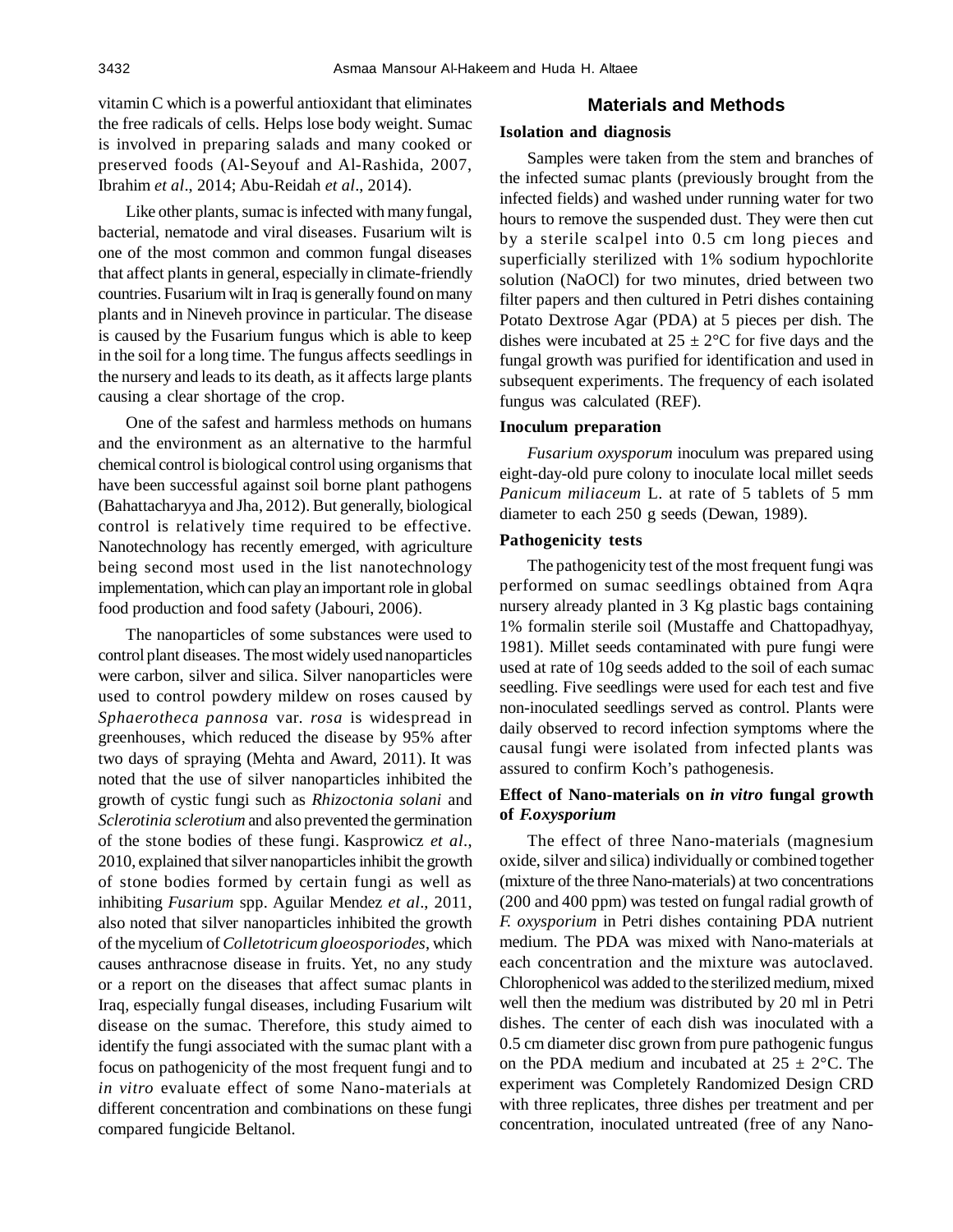vitamin C which is a powerful antioxidant that eliminates the free radicals of cells. Helps lose body weight. Sumac is involved in preparing salads and many cooked or preserved foods (Al-Seyouf and Al-Rashida, 2007, Ibrahim *et al*., 2014; Abu-Reidah *et al*., 2014).

Like other plants, sumac is infected with many fungal, bacterial, nematode and viral diseases. Fusarium wilt is one of the most common and common fungal diseases that affect plants in general, especially in climate-friendly countries. Fusarium wilt in Iraq is generally found on many plants and in Nineveh province in particular. The disease is caused by the Fusarium fungus which is able to keep in the soil for a long time. The fungus affects seedlings in the nursery and leads to its death, as it affects large plants causing a clear shortage of the crop.

One of the safest and harmless methods on humans and the environment as an alternative to the harmful chemical control is biological control using organisms that have been successful against soil borne plant pathogens (Bahattacharyya and Jha, 2012). But generally, biological control is relatively time required to be effective. Nanotechnology has recently emerged, with agriculture being second most used in the list nanotechnology implementation, which can play an important role in global food production and food safety (Jabouri, 2006).

The nanoparticles of some substances were used to control plant diseases. The most widely used nanoparticles were carbon, silver and silica. Silver nanoparticles were used to control powdery mildew on roses caused by *Sphaerotheca pannosa* var. *rosa* is widespread in greenhouses, which reduced the disease by 95% after two days of spraying (Mehta and Award, 2011). It was noted that the use of silver nanoparticles inhibited the growth of cystic fungi such as *Rhizoctonia solani* and *Sclerotinia sclerotium* and also prevented the germination of the stone bodies of these fungi. Kasprowicz *et al*., 2010, explained that silver nanoparticles inhibit the growth of stone bodies formed by certain fungi as well as inhibiting *Fusarium* spp. Aguilar Mendez *et al*., 2011, also noted that silver nanoparticles inhibited the growth of the mycelium of *Colletotricum gloeosporiodes*, which causes anthracnose disease in fruits. Yet, no any study or a report on the diseases that affect sumac plants in Iraq, especially fungal diseases, including Fusarium wilt disease on the sumac. Therefore, this study aimed to identify the fungi associated with the sumac plant with a focus on pathogenicity of the most frequent fungi and to *in vitro* evaluate effect of some Nano-materials at different concentration and combinations on these fungi compared fungicide Beltanol.

## Materials and Methods

### Isolation and diagnosis

Samples were taken from the stem and branches of the infected sumac plants (previously brought from the infected fields) and washed under running water for two hours to remove the suspended dust. They were then cut by a sterile scalpel into 0.5 cm long pieces and superficially sterilized with 1% sodium hypochlorite solution (NaOCl) for two minutes, dried between two filter papers and then cultured in Petri dishes containing Potato Dextrose Agar (PDA) at 5 pieces per dish. The dishes were incubated at 25 ± 2°C for five days and the fungal growth was purified for identification and used in subsequent experiments. The frequency of each isolated fungus was calculated (REF).

### Inoculum preparation

*Fusarium oxysporum* inoculum was prepared using eight-day-old pure colony to inoculate local millet seeds *Panicum miliaceum* L. at rate of 5 tablets of 5 mm diameter to each 250 g seeds (Dewan, 1989).

### Pathogenicity tests

The pathogenicity test of the most frequent fungi was performed on sumac seedlings obtained from Aqra nursery already planted in 3 Kg plastic bags containing 1% formalin sterile soil (Mustaffe and Chattopadhyay, 1981). Millet seeds contaminated with pure fungi were used at rate of 10g seeds added to the soil of each sumac seedling. Five seedlings were used for each test and five non-inoculated seedlings served as control. Plants were daily observed to record infection symptoms where the causal fungi were isolated from infected plants was assured to confirm Koch's pathogenesis.

### Effect of Nano-materials on *in vitro* fungal growth of *F.oxysporium*

The effect of three Nano-materials (magnesium oxide, silver and silica) individually or combined together (mixture of the three Nano-materials) at two concentrations (200 and 400 ppm) was tested on fungal radial growth of *F. oxysporium* in Petri dishes containing PDA nutrient medium. The PDA was mixed with Nano-materials at each concentration and the mixture was autoclaved. Chlorophenicol was added to the sterilized medium, mixed well then the medium was distributed by 20 ml in Petri dishes. The center of each dish was inoculated with a 0.5 cm diameter disc grown from pure pathogenic fungus on the PDA medium and incubated at 25 ± 2°C. The experiment was Completely Randomized Design CRD with three replicates, three dishes per treatment and per concentration, inoculated untreated (free of any Nano-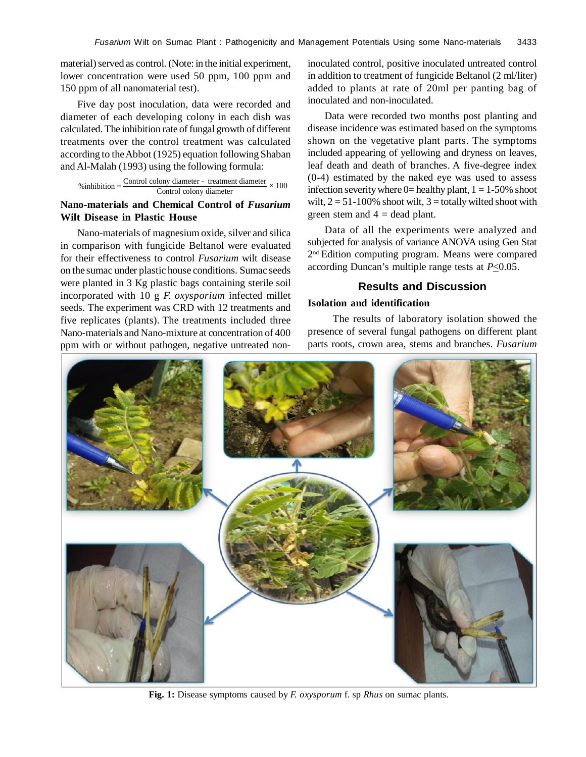material) served as control. (Note: in the initial experiment, lower concentration were used 50 ppm, 100 ppm and 150 ppm of all nanomaterial test).

Five day post inoculation, data were recorded and diameter of each developing colony in each dish was calculated. The inhibition rate of fungal growth of different treatments over the control treatment was calculated according to the Abbot (1925) equation following Shaban and Al-Malah (1993) using the following formula:

$$\%\text{inhibition} = \frac{\text{Control colony diameter - treatment diameter}}{\text{Control colony diameter}} \times 100$$

### Nano-materials and Chemical Control of *Fusarium* Wilt Disease in Plastic House

Nano-materials of magnesium oxide, silver and silica in comparison with fungicide Beltanol were evaluated for their effectiveness to control *Fusarium* wilt disease on the sumac under plastic house conditions. Sumac seeds were planted in 3 Kg plastic bags containing sterile soil incorporated with 10 g *F. oxysporium* infected millet seeds. The experiment was CRD with 12 treatments and five replicates (plants). The treatments included three Nano-materials and Nano-mixture at concentration of 400 ppm with or without pathogen, negative untreated non-inoculated control, positive inoculated untreated control in addition to treatment of fungicide Beltanol (2 ml/liter) added to plants at rate of 20ml per panting bag of inoculated and non-inoculated.

Data were recorded two months post planting and disease incidence was estimated based on the symptoms shown on the vegetative plant parts. The symptoms included appearing of yellowing and dryness on leaves, leaf death and death of branches. A five-degree index (0-4) estimated by the naked eye was used to assess infection severity where 0= healthy plant, 1 = 1-50% shoot wilt, 2 = 51-100% shoot wilt, 3 = totally wilted shoot with green stem and 4 = dead plant.

Data of all the experiments were analyzed and subjected for analysis of variance ANOVA using Gen Stat 2nd Edition computing program. Means were compared according Duncan's multiple range tests at $P \leq 0.05$.

## Results and Discussion

### Isolation and identification

The results of laboratory isolation showed the presence of several fungal pathogens on different plant parts roots, crown area, stems and branches. *Fusarium*

**Fig. 1:** Disease symptoms caused by *F. oxysporum* f. sp *Rhus* on sumac plants.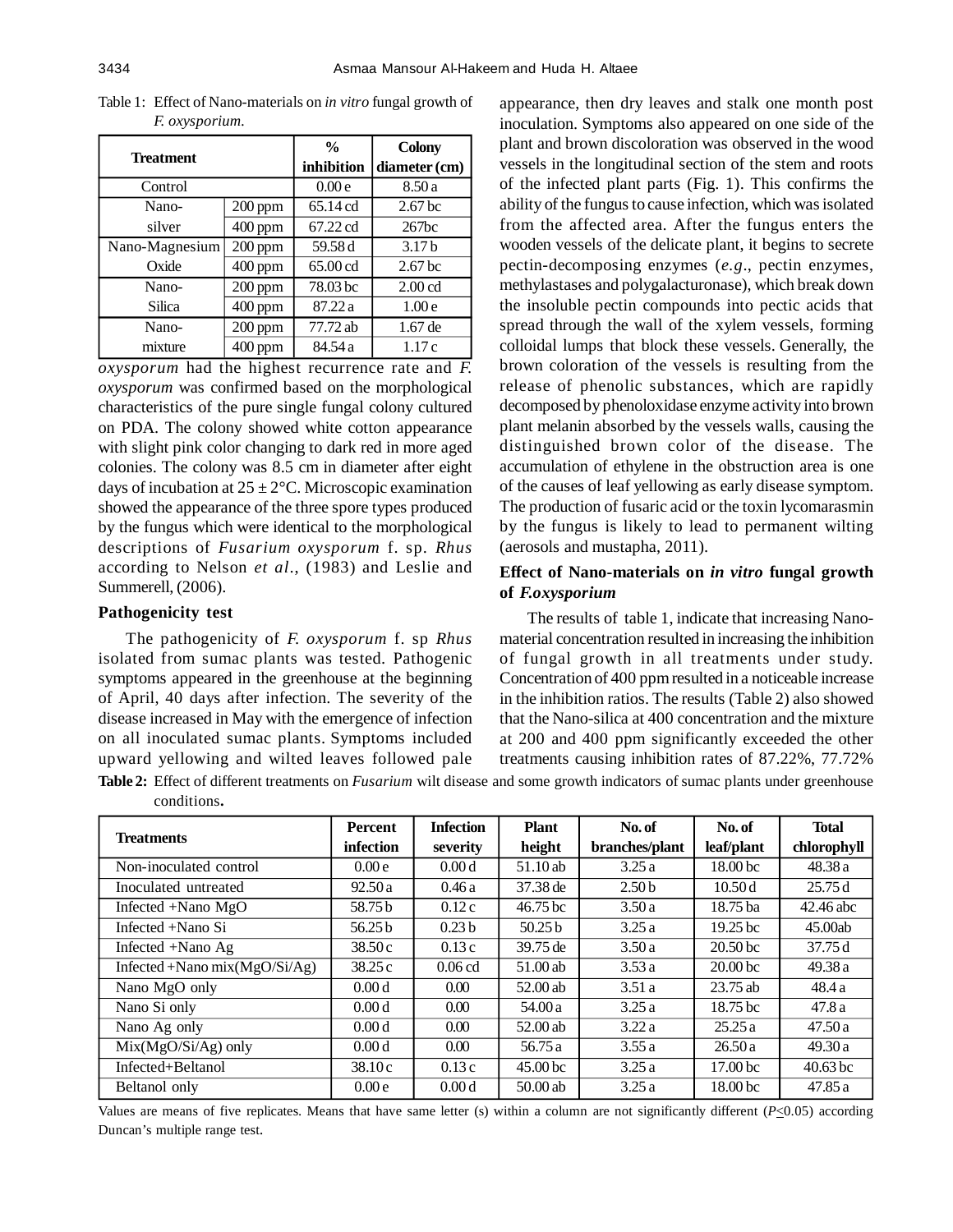Table 1: Effect of Nano-materials on *in vitro* fungal growth of *F. oxysporium.*

| Treatment | | % inhibition | Colony diameter (cm) |
|---|---|---|---|
| Control | | 0.00 e | 8.50 a |
| Nano-silver | 200 ppm | 65.14 cd | 2.67 bc |
| | 400 ppm | 67.22 cd | 267bc |
| Nano-Magnesium Oxide | 200 ppm | 59.58 d | 3.17 b |
| | 400 ppm | 65.00 cd | 2.67 bc |
| Nano-Silica | 200 ppm | 78.03 bc | 2.00 cd |
| | 400 ppm | 87.22 a | 1.00 e |
| Nano-mixture | 200 ppm | 77.72 ab | 1.67 de |
| | 400 ppm | 84.54 a | 1.17 c |

*oxysporum* had the highest recurrence rate and *F. oxysporum* was confirmed based on the morphological characteristics of the pure single fungal colony cultured on PDA. The colony showed white cotton appearance with slight pink color changing to dark red in more aged colonies. The colony was 8.5 cm in diameter after eight days of incubation at 25 ± 2°C. Microscopic examination showed the appearance of the three spore types produced by the fungus which were identical to the morphological descriptions of *Fusarium oxysporum* f. sp. *Rhus* according to Nelson *et al.*, (1983) and Leslie and Summerell, (2006).

### Pathogenicity test

The pathogenicity of *F. oxysporum* f. sp *Rhus* isolated from sumac plants was tested. Pathogenic symptoms appeared in the greenhouse at the beginning of April, 40 days after infection. The severity of the disease increased in May with the emergence of infection on all inoculated sumac plants. Symptoms included upward yellowing and wilted leaves followed pale appearance, then dry leaves and stalk one month post inoculation. Symptoms also appeared on one side of the plant and brown discoloration was observed in the wood vessels in the longitudinal section of the stem and roots of the infected plant parts (Fig. 1). This confirms the ability of the fungus to cause infection, which was isolated from the affected area. After the fungus enters the wooden vessels of the delicate plant, it begins to secrete pectin-decomposing enzymes (*e.g*., pectin enzymes, methylastases and polygalacturonase), which break down the insoluble pectin compounds into pectic acids that spread through the wall of the xylem vessels, forming colloidal lumps that block these vessels. Generally, the brown coloration of the vessels is resulting from the release of phenolic substances, which are rapidly decomposed by phenoloxidase enzyme activity into brown plant melanin absorbed by the vessels walls, causing the distinguished brown color of the disease. The accumulation of ethylene in the obstruction area is one of the causes of leaf yellowing as early disease symptom. The production of fusaric acid or the toxin lycomarasmin by the fungus is likely to lead to permanent wilting (aerosols and mustapha, 2011).

### Effect of Nano-materials on *in vitro* fungal growth of *F.oxysporium*

The results of table 1, indicate that increasing Nano-material concentration resulted in increasing the inhibition of fungal growth in all treatments under study. Concentration of 400 ppm resulted in a noticeable increase in the inhibition ratios. The results (Table 2) also showed that the Nano-silica at 400 concentration and the mixture at 200 and 400 ppm significantly exceeded the other treatments causing inhibition rates of 87.22%, 77.72%

**Table 2:** Effect of different treatments on *Fusarium* wilt disease and some growth indicators of sumac plants under greenhouse conditions**.**

| Treatments | Percent infection | Infection severity | Plant height | No. of branches/plant | No. of leaf/plant | Total chlorophyll |
|---|---|---|---|---|---|---|
| Non-inoculated control | 0.00 e | 0.00 d | 51.10 ab | 3.25 a | 18.00 bc | 48.38 a |
| Inoculated untreated | 92.50 a | 0.46 a | 37.38 de | 2.50 b | 10.50 d | 25.75 d |
| Infected +Nano MgO | 58.75 b | 0.12 c | 46.75 bc | 3.50 a | 18.75 ba | 42.46 abc |
| Infected +Nano Si | 56.25 b | 0.23 b | 50.25 b | 3.25 a | 19.25 bc | 45.00ab |
| Infected +Nano Ag | 38.50 c | 0.13 c | 39.75 de | 3.50 a | 20.50 bc | 37.75 d |
| Infected +Nano mix(MgO/Si/Ag) | 38.25 c | 0.06 cd | 51.00 ab | 3.53 a | 20.00 bc | 49.38 a |
| Nano MgO only | 0.00 d | 0.00 | 52.00 ab | 3.51 a | 23.75 ab | 48.4 a |
| Nano Si only | 0.00 d | 0.00 | 54.00 a | 3.25 a | 18.75 bc | 47.8 a |
| Nano Ag only | 0.00 d | 0.00 | 52.00 ab | 3.22 a | 25.25 a | 47.50 a |
| Mix(MgO/Si/Ag) only | 0.00 d | 0.00 | 56.75 a | 3.55 a | 26.50 a | 49.30 a |
| Infected+Beltanol | 38.10 c | 0.13 c | 45.00 bc | 3.25 a | 17.00 bc | 40.63 bc |
| Beltanol only | 0.00 e | 0.00 d | 50.00 ab | 3.25 a | 18.00 bc | 47.85 a |

Values are means of five replicates. Means that have same letter (s) within a column are not significantly different ($P \leq 0.05$) according Duncan's multiple range test.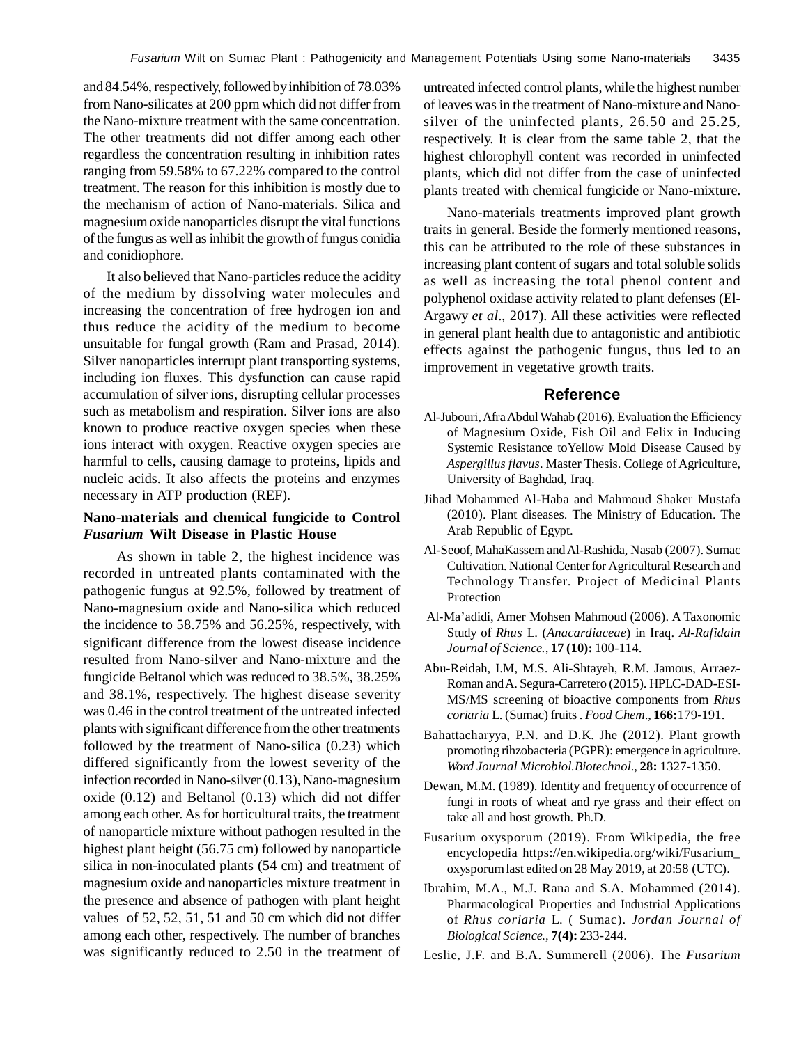and 84.54%, respectively, followed by inhibition of 78.03% from Nano-silicates at 200 ppm which did not differ from the Nano-mixture treatment with the same concentration. The other treatments did not differ among each other regardless the concentration resulting in inhibition rates ranging from 59.58% to 67.22% compared to the control treatment. The reason for this inhibition is mostly due to the mechanism of action of Nano-materials. Silica and magnesium oxide nanoparticles disrupt the vital functions of the fungus as well as inhibit the growth of fungus conidia and conidiophore.

It also believed that Nano-particles reduce the acidity of the medium by dissolving water molecules and increasing the concentration of free hydrogen ion and thus reduce the acidity of the medium to become unsuitable for fungal growth (Ram and Prasad, 2014). Silver nanoparticles interrupt plant transporting systems, including ion fluxes. This dysfunction can cause rapid accumulation of silver ions, disrupting cellular processes such as metabolism and respiration. Silver ions are also known to produce reactive oxygen species when these ions interact with oxygen. Reactive oxygen species are harmful to cells, causing damage to proteins, lipids and nucleic acids. It also affects the proteins and enzymes necessary in ATP production (REF).

### Nano-materials and chemical fungicide to Control *Fusarium* Wilt Disease in Plastic House

As shown in table 2, the highest incidence was recorded in untreated plants contaminated with the pathogenic fungus at 92.5%, followed by treatment of Nano-magnesium oxide and Nano-silica which reduced the incidence to 58.75% and 56.25%, respectively, with significant difference from the lowest disease incidence resulted from Nano-silver and Nano-mixture and the fungicide Beltanol which was reduced to 38.5%, 38.25% and 38.1%, respectively. The highest disease severity was 0.46 in the control treatment of the untreated infected plants with significant difference from the other treatments followed by the treatment of Nano-silica (0.23) which differed significantly from the lowest severity of the infection recorded in Nano-silver (0.13), Nano-magnesium oxide (0.12) and Beltanol (0.13) which did not differ among each other. As for horticultural traits, the treatment of nanoparticle mixture without pathogen resulted in the highest plant height (56.75 cm) followed by nanoparticle silica in non-inoculated plants (54 cm) and treatment of magnesium oxide and nanoparticles mixture treatment in the presence and absence of pathogen with plant height values of 52, 52, 51, 51 and 50 cm which did not differ among each other, respectively. The number of branches was significantly reduced to 2.50 in the treatment of untreated infected control plants, while the highest number of leaves was in the treatment of Nano-mixture and Nano-silver of the uninfected plants, 26.50 and 25.25, respectively. It is clear from the same table 2, that the highest chlorophyll content was recorded in uninfected plants, which did not differ from the case of uninfected plants treated with chemical fungicide or Nano-mixture.

Nano-materials treatments improved plant growth traits in general. Beside the formerly mentioned reasons, this can be attributed to the role of these substances in increasing plant content of sugars and total soluble solids as well as increasing the total phenol content and polyphenol oxidase activity related to plant defenses (El-Argawy *et al*., 2017). All these activities were reflected in general plant health due to antagonistic and antibiotic effects against the pathogenic fungus, thus led to an improvement in vegetative growth traits.

## Reference

Al-Jubouri, Afra Abdul Wahab (2016). Evaluation the Efficiency of Magnesium Oxide, Fish Oil and Felix in Inducing Systemic Resistance toYellow Mold Disease Caused by *Aspergillus flavus*. Master Thesis. College of Agriculture, University of Baghdad, Iraq.

Jihad Mohammed Al-Haba and Mahmoud Shaker Mustafa (2010). Plant diseases. The Ministry of Education. The Arab Republic of Egypt.

Al-Seoof, MahaKassem and Al-Rashida, Nasab (2007). Sumac Cultivation. National Center for Agricultural Research and Technology Transfer. Project of Medicinal Plants Protection

Al-Ma'adidi, Amer Mohsen Mahmoud (2006). A Taxonomic Study of *Rhus* L. (*Anacardiaceae*) in Iraq. *Al-Rafidain Journal of Science.*, **17 (10):** 100-114.

Abu-Reidah, I.M, M.S. Ali-Shtayeh, R.M. Jamous, Arraez-Roman and A. Segura-Carretero (2015). HPLC-DAD-ESI-MS/MS screening of bioactive components from *Rhus coriaria* L. (Sumac) fruits . *Food Chem*., **166:**179-191.

Bahattacharyya, P.N. and D.K. Jhe (2012). Plant growth promoting rihzobacteria (PGPR): emergence in agriculture. *Word Journal Microbiol.Biotechnol*., **28:** 1327-1350.

Dewan, M.M. (1989). Identity and frequency of occurrence of fungi in roots of wheat and rye grass and their effect on take all and host growth. Ph.D.

Fusarium oxysporum (2019). From Wikipedia, the free encyclopedia https://en.wikipedia.org/wiki/Fusarium_oxysporum last edited on 28 May 2019, at 20:58 (UTC).

Ibrahim, M.A., M.J. Rana and S.A. Mohammed (2014). Pharmacological Properties and Industrial Applications of *Rhus coriaria* L. ( Sumac). *Jordan Journal of Biological Science.*, **7(4):** 233-244.

Leslie, J.F. and B.A. Summerell (2006). The *Fusarium*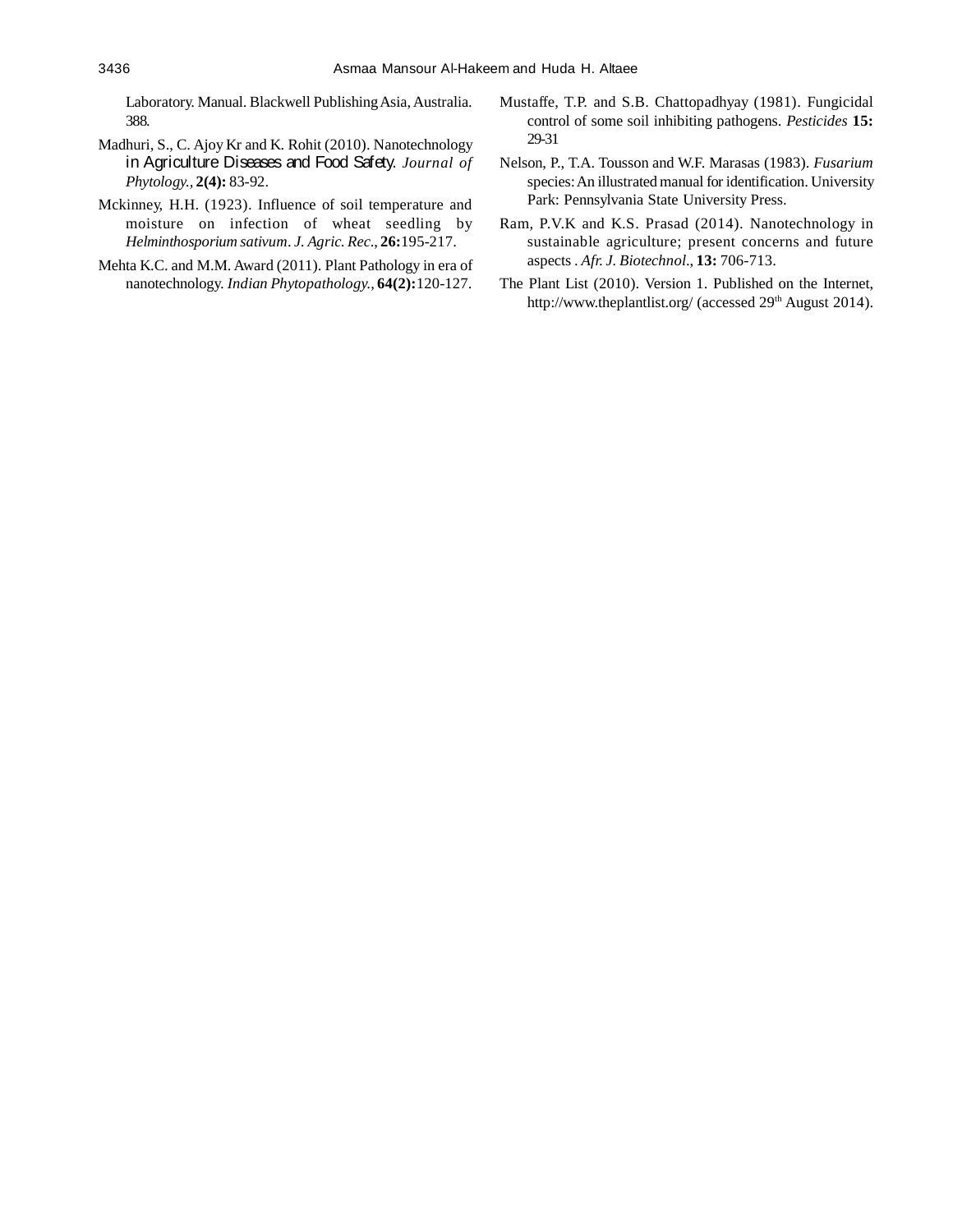Laboratory. Manual. Blackwell Publishing Asia, Australia. 388.

Madhuri, S., C. Ajoy Kr and K. Rohit (2010). Nanotechnology in Agriculture Diseases and Food Safety. *Journal of Phytology.,* **2(4):** 83-92.

Mckinney, H.H. (1923). Influence of soil temperature and moisture on infection of wheat seedling by *Helminthosporium sativum*. *J. Agric. Rec*., **26:**195-217.

Mehta K.C. and M.M. Award (2011). Plant Pathology in era of nanotechnology. *Indian Phytopathology.*, **64(2):**120-127.

Mustaffe, T.P. and S.B. Chattopadhyay (1981). Fungicidal control of some soil inhibiting pathogens. *Pesticides* **15:** 29-31

Nelson, P., T.A. Tousson and W.F. Marasas (1983). *Fusarium* species: An illustrated manual for identification. University Park: Pennsylvania State University Press.

Ram, P.V.K and K.S. Prasad (2014). Nanotechnology in sustainable agriculture; present concerns and future aspects . *Afr. J. Biotechnol.,* **13:** 706-713.

The Plant List (2010). Version 1. Published on the Internet, http://www.theplantlist.org/ (accessed 29th August 2014).